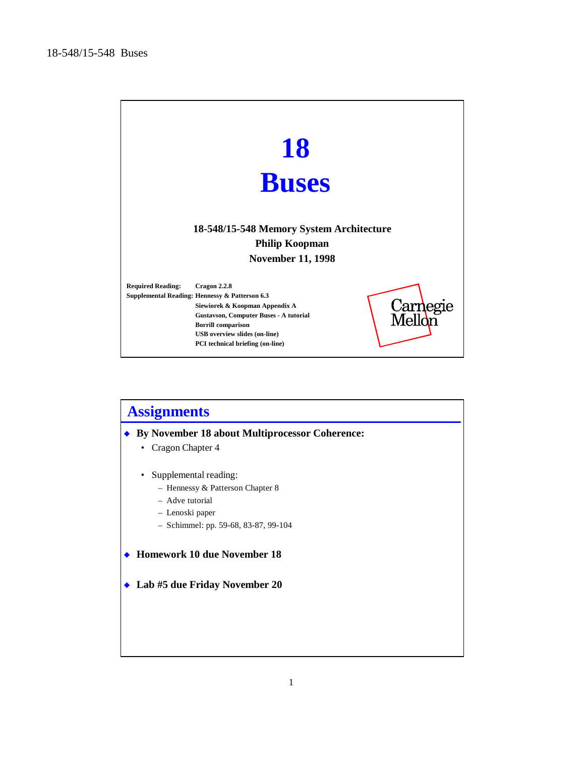# 18
# Buses

**18-548/15-548 Memory System Architecture**
**Philip Koopman**
**November 11, 1998**

**Required Reading:** Cragon 2.2.8
**Supplemental Reading:** Hennessy & Patterson 6.3
Siewiorek & Koopman Appendix A
Gustavson, Computer Buses - A tutorial
Borrill comparison
USB overview slides (on-line)
PCI technical briefing (on-line)

Carnegie Mellon

## Assignments

- **By November 18 about Multiprocessor Coherence:**
  - Cragon Chapter 4
  - Supplemental reading:
    - Hennessy & Patterson Chapter 8
    - Adve tutorial
    - Lenoski paper
    - Schimmel: pp. 59-68, 83-87, 99-104
- **Homework 10 due November 18**
- **Lab #5 due Friday November 20**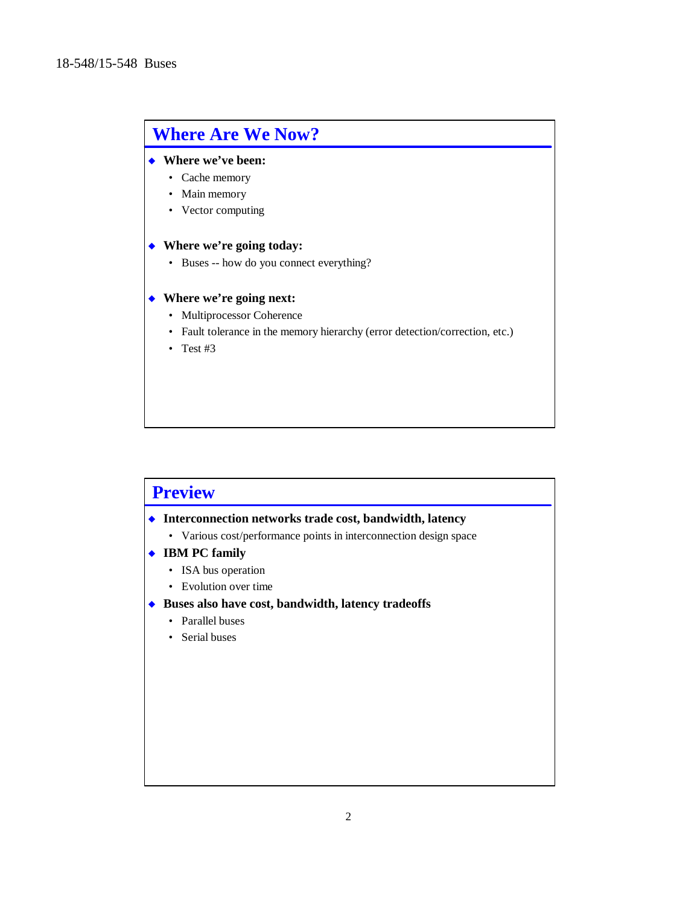## Where Are We Now?

- **Where we've been:**
  - Cache memory
  - Main memory
  - Vector computing

- **Where we're going today:**
  - Buses -- how do you connect everything?

- **Where we're going next:**
  - Multiprocessor Coherence
  - Fault tolerance in the memory hierarchy (error detection/correction, etc.)
  - Test #3

## Preview

- **Interconnection networks trade cost, bandwidth, latency**
  - Various cost/performance points in interconnection design space
- **IBM PC family**
  - ISA bus operation
  - Evolution over time
- **Buses also have cost, bandwidth, latency tradeoffs**
  - Parallel buses
  - Serial buses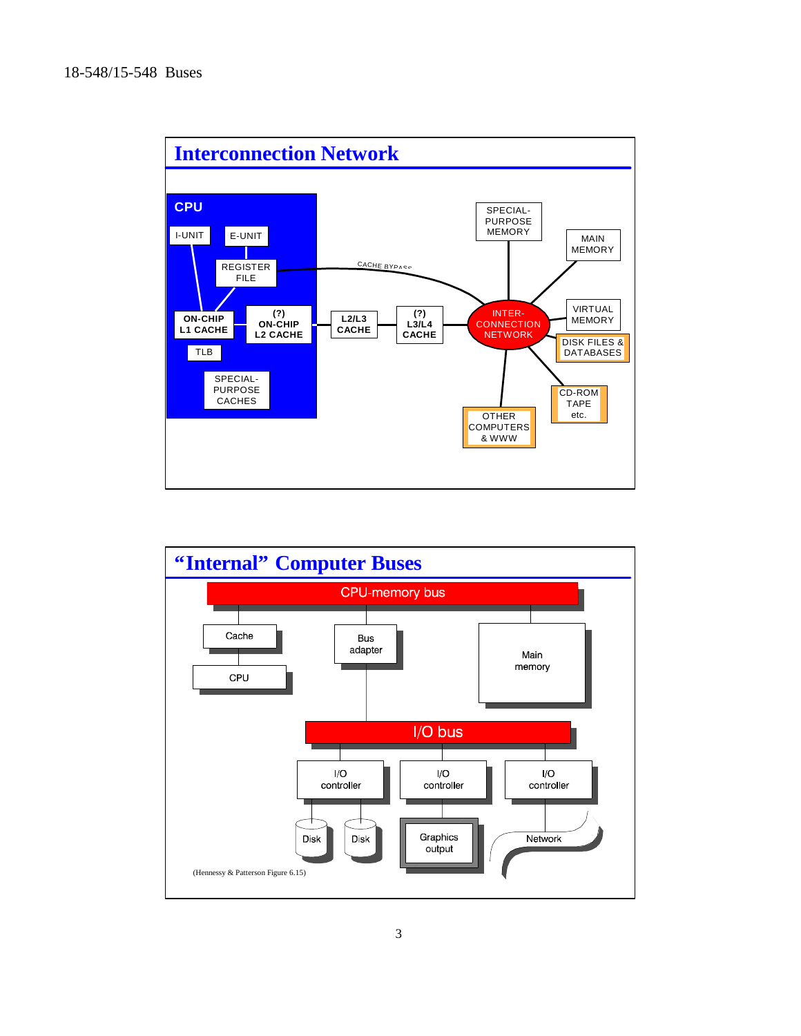## Interconnection Network

CPU

I-UNIT

E-UNIT

REGISTER FILE

ON-CHIP L1 CACHE

(?) ON-CHIP L2 CACHE

TLB

SPECIAL-PURPOSE CACHES

L2/L3 CACHE

(?) L3/L4 CACHE

CACHE BYPASS

INTER-CONNECTION NETWORK

SPECIAL-PURPOSE MEMORY

MAIN MEMORY

VIRTUAL MEMORY

DISK FILES & DATABASES

CD-ROM TAPE etc.

OTHER COMPUTERS & WWW

## "Internal" Computer Buses

CPU-memory bus

Cache

CPU

Bus adapter

Main memory

I/O bus

I/O controller

I/O controller

I/O controller

Disk

Disk

Graphics output

Network

(Hennessy & Patterson Figure 6.15)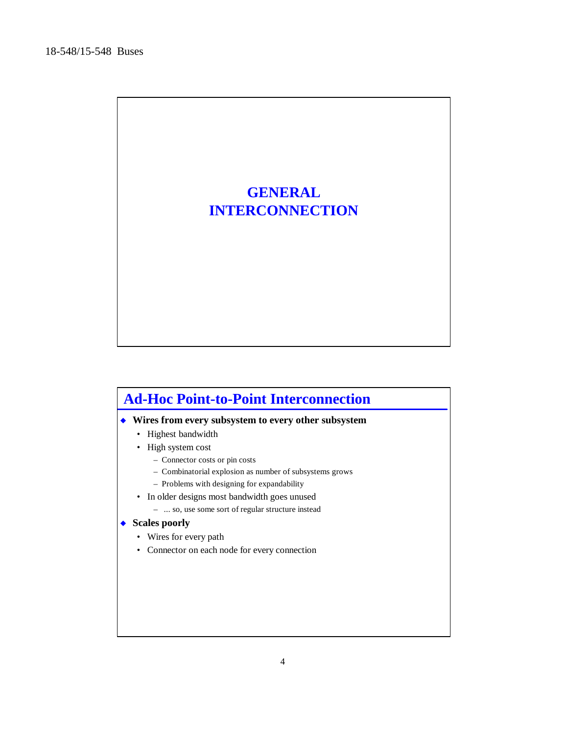# GENERAL INTERCONNECTION

## Ad-Hoc Point-to-Point Interconnection

- **Wires from every subsystem to every other subsystem**
  - Highest bandwidth
  - High system cost
    - Connector costs or pin costs
    - Combinatorial explosion as number of subsystems grows
    - Problems with designing for expandability
  - In older designs most bandwidth goes unused
    - ... so, use some sort of regular structure instead
- **Scales poorly**
  - Wires for every path
  - Connector on each node for every connection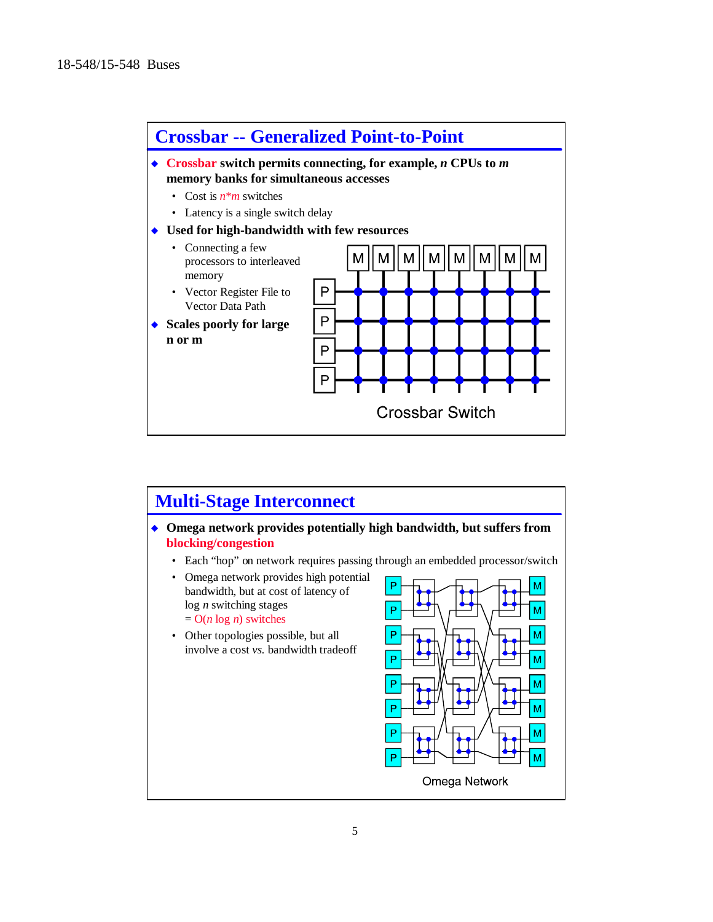## Crossbar -- Generalized Point-to-Point

- **Crossbar switch permits connecting, for example, *n* CPUs to *m* memory banks for simultaneous accesses**
  - Cost is $n*m$ switches
  - Latency is a single switch delay
- **Used for high-bandwidth with few resources**
  - Connecting a few processors to interleaved memory
  - Vector Register File to Vector Data Path
- **Scales poorly for large n or m**

Crossbar Switch

## Multi-Stage Interconnect

- **Omega network provides potentially high bandwidth, but suffers from blocking/congestion**
  - Each "hop" on network requires passing through an embedded processor/switch
  - Omega network provides high potential bandwidth, but at cost of latency of log $n$ switching stages = $O(n \log n)$ switches
  - Other topologies possible, but all involve a cost *vs.* bandwidth tradeoff

Omega Network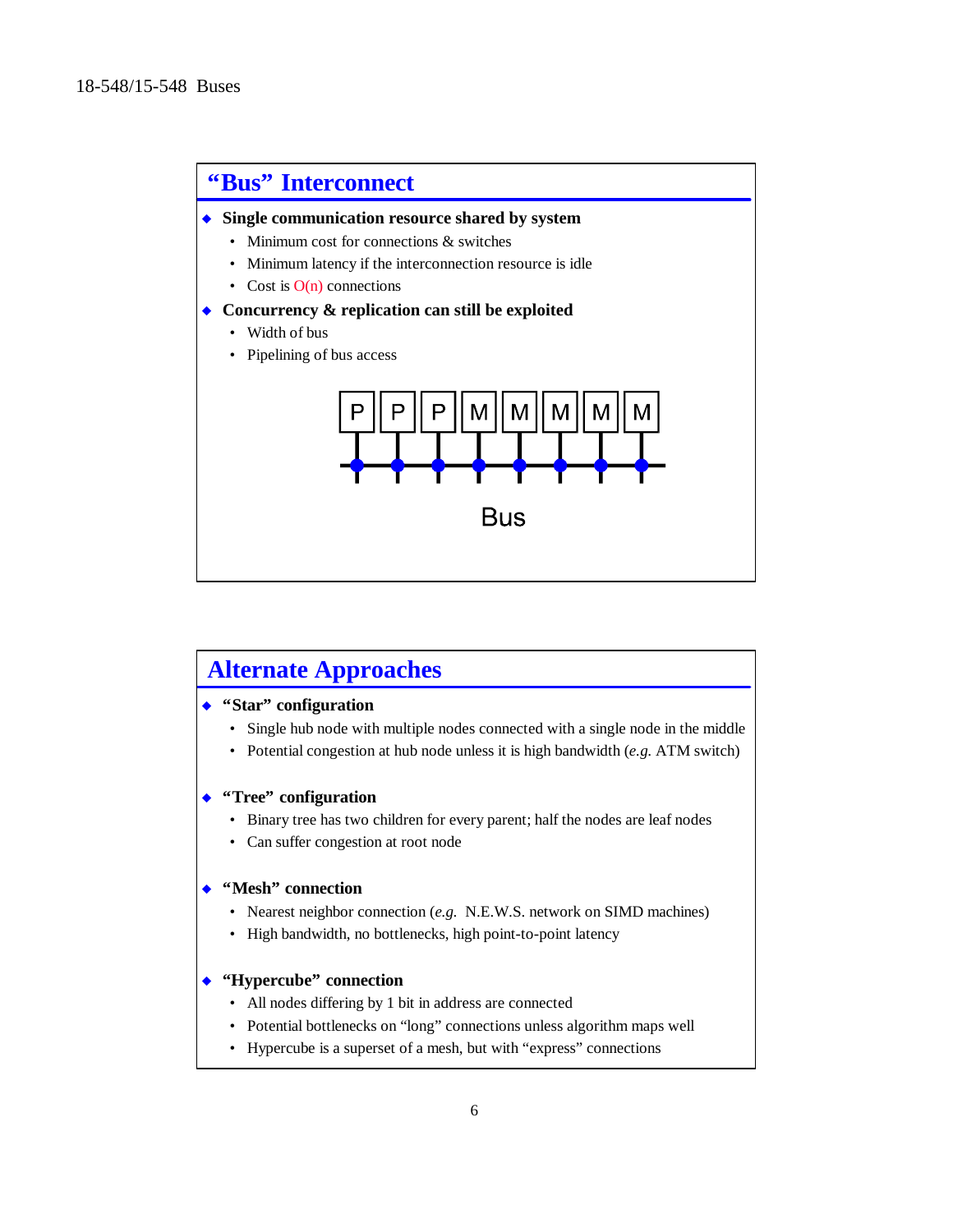## "Bus" Interconnect

- **Single communication resource shared by system**
  - Minimum cost for connections & switches
  - Minimum latency if the interconnection resource is idle
  - Cost is O(n) connections
- **Concurrency & replication can still be exploited**
  - Width of bus
  - Pipelining of bus access

## Alternate Approaches

- **"Star" configuration**
  - Single hub node with multiple nodes connected with a single node in the middle
  - Potential congestion at hub node unless it is high bandwidth (*e.g.* ATM switch)
- **"Tree" configuration**
  - Binary tree has two children for every parent; half the nodes are leaf nodes
  - Can suffer congestion at root node
- **"Mesh" connection**
  - Nearest neighbor connection (*e.g.* N.E.W.S. network on SIMD machines)
  - High bandwidth, no bottlenecks, high point-to-point latency
- **"Hypercube" connection**
  - All nodes differing by 1 bit in address are connected
  - Potential bottlenecks on "long" connections unless algorithm maps well
  - Hypercube is a superset of a mesh, but with "express" connections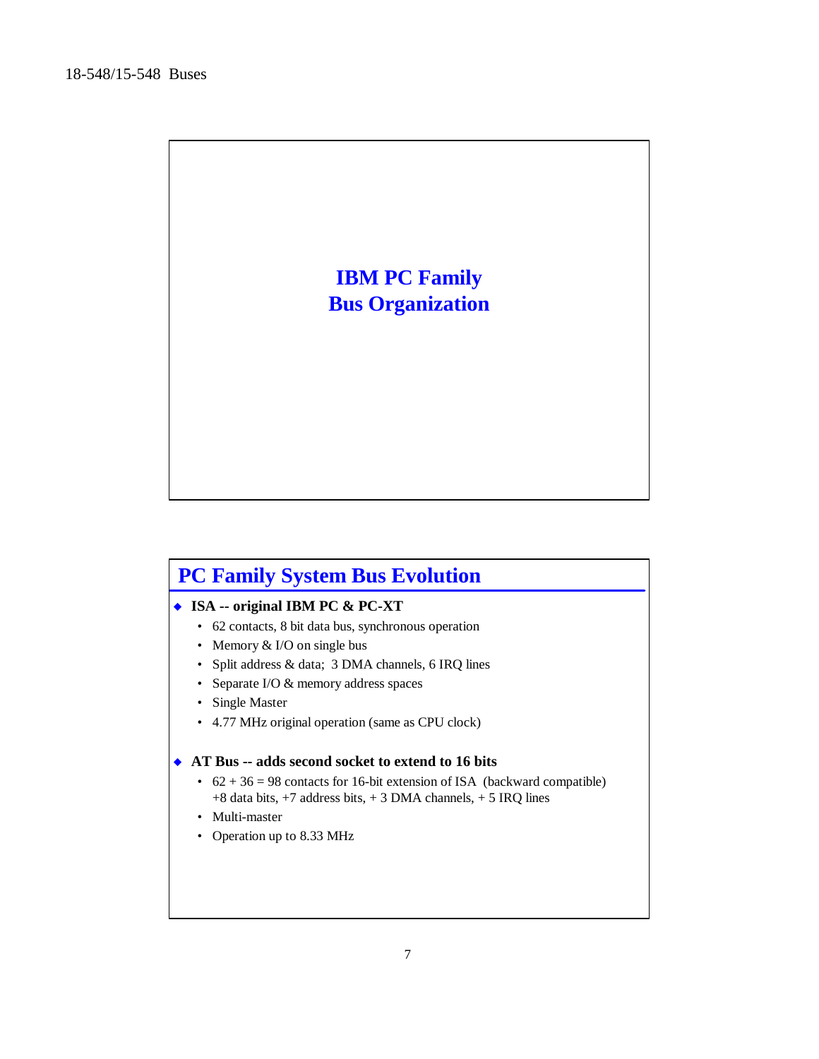# IBM PC Family Bus Organization

## PC Family System Bus Evolution

- **ISA -- original IBM PC & PC-XT**
  - 62 contacts, 8 bit data bus, synchronous operation
  - Memory & I/O on single bus
  - Split address & data; 3 DMA channels, 6 IRQ lines
  - Separate I/O & memory address spaces
  - Single Master
  - 4.77 MHz original operation (same as CPU clock)

- **AT Bus -- adds second socket to extend to 16 bits**
  - 62 + 36 = 98 contacts for 16-bit extension of ISA (backward compatible) +8 data bits, +7 address bits, + 3 DMA channels, + 5 IRQ lines
  - Multi-master
  - Operation up to 8.33 MHz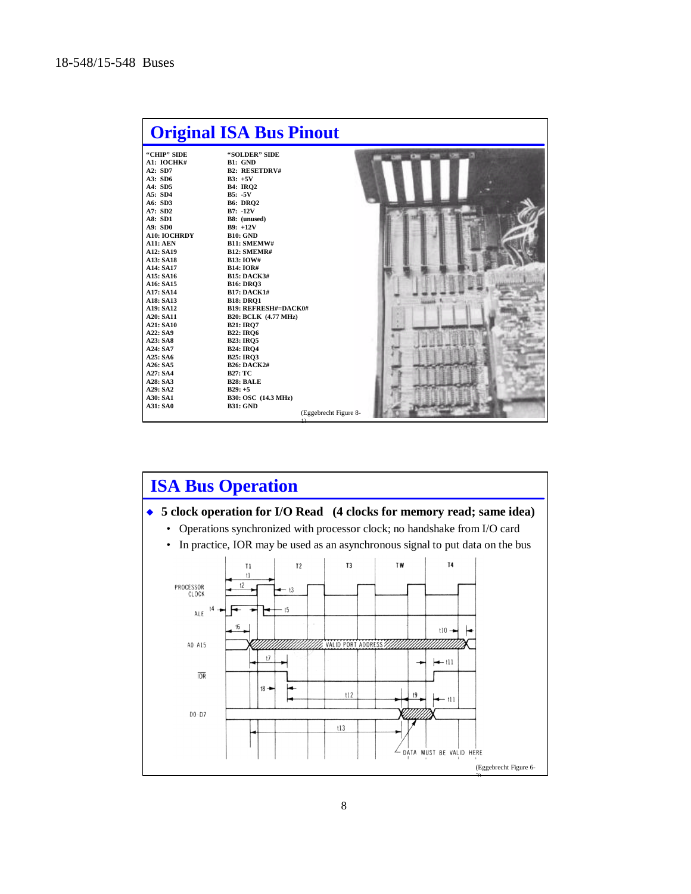## Original ISA Bus Pinout

| "CHIP" SIDE | "SOLDER" SIDE |
|---|---|
| A1: IOCHK# | B1: GND |
| A2: SD7 | B2: RESETDRV# |
| A3: SD6 | B3: +5V |
| A4: SD5 | B4: IRQ2 |
| A5: SD4 | B5: -5V |
| A6: SD3 | B6: DRQ2 |
| A7: SD2 | B7: -12V |
| A8: SD1 | B8: (unused) |
| A9: SD0 | B9: +12V |
| A10: IOCHRDY | B10: GND |
| A11: AEN | B11: SMEMW# |
| A12: SA19 | B12: SMEMR# |
| A13: SA18 | B13: IOW# |
| A14: SA17 | B14: IOR# |
| A15: SA16 | B15: DACK3# |
| A16: SA15 | B16: DRQ3 |
| A17: SA14 | B17: DACK1# |
| A18: SA13 | B18: DRQ1 |
| A19: SA12 | B19: REFRESH#=DACK0# |
| A20: SA11 | B20: BCLK (4.77 MHz) |
| A21: SA10 | B21: IRQ7 |
| A22: SA9 | B22: IRQ6 |
| A23: SA8 | B23: IRQ5 |
| A24: SA7 | B24: IRQ4 |
| A25: SA6 | B25: IRQ3 |
| A26: SA5 | B26: DACK2# |
| A27: SA4 | B27: TC |
| A28: SA3 | B28: BALE |
| A29: SA2 | B29: +5 |
| A30: SA1 | B30: OSC (14.3 MHz) |
| A31: SA0 | B31: GND |

(Eggebrecht Figure 8-1)

## ISA Bus Operation

- **5 clock operation for I/O Read (4 clocks for memory read; same idea)**
  - Operations synchronized with processor clock; no handshake from I/O card
  - In practice, IOR may be used as an asynchronous signal to put data on the bus

(Eggebrecht Figure 6-3)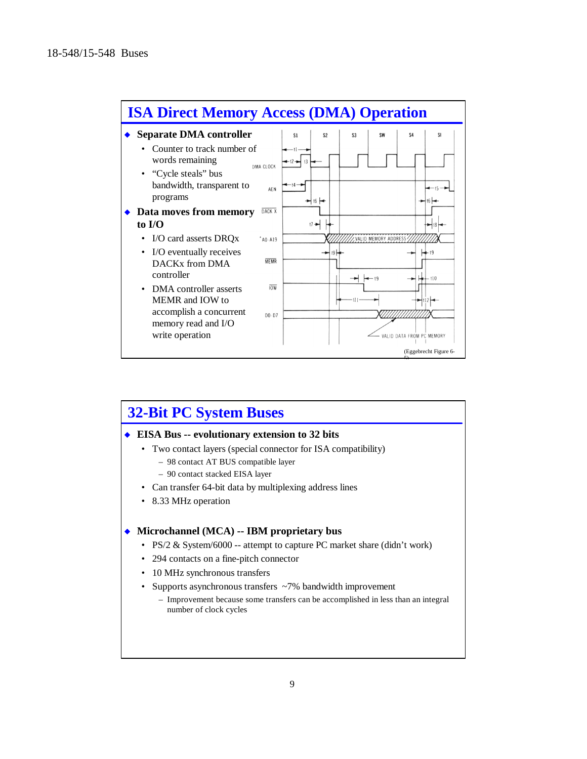## ISA Direct Memory Access (DMA) Operation

- **Separate DMA controller**
  - Counter to track number of words remaining
  - "Cycle steals" bus bandwidth, transparent to programs
- **Data moves from memory to I/O**
  - I/O card asserts DRQx
  - I/O eventually receives DACKx from DMA controller
  - DMA controller asserts MEMR and IOW to accomplish a concurrent memory read and I/O write operation

(Eggebrecht Figure 6-5)

## 32-Bit PC System Buses

- **EISA Bus -- evolutionary extension to 32 bits**
  - Two contact layers (special connector for ISA compatibility)
    - 98 contact AT BUS compatible layer
    - 90 contact stacked EISA layer
  - Can transfer 64-bit data by multiplexing address lines
  - 8.33 MHz operation
- **Microchannel (MCA) -- IBM proprietary bus**
  - PS/2 & System/6000 -- attempt to capture PC market share (didn't work)
  - 294 contacts on a fine-pitch connector
  - 10 MHz synchronous transfers
  - Supports asynchronous transfers ~7% bandwidth improvement
    - Improvement because some transfers can be accomplished in less than an integral number of clock cycles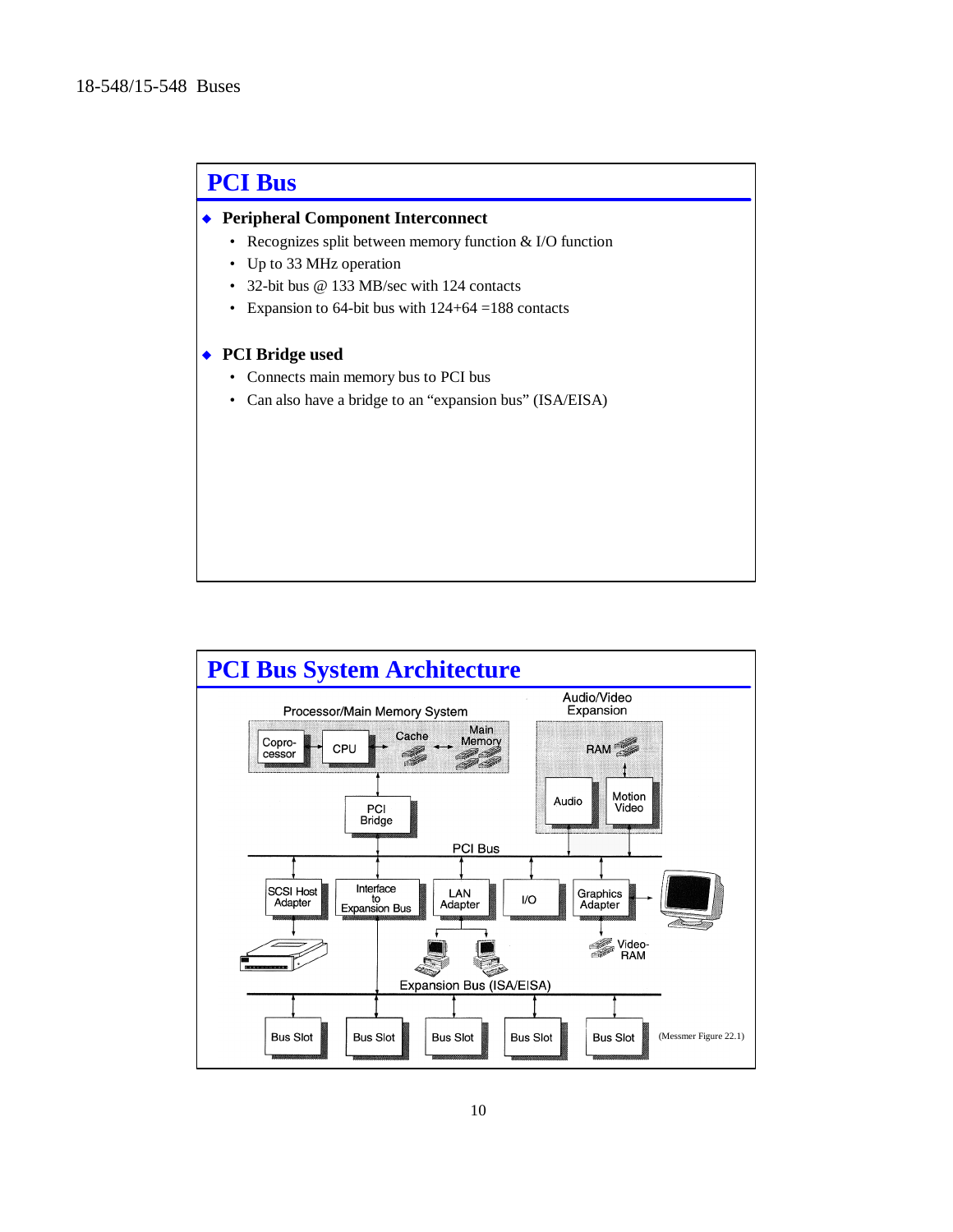## PCI Bus

- **Peripheral Component Interconnect**
  - Recognizes split between memory function & I/O function
  - Up to 33 MHz operation
  - 32-bit bus @ 133 MB/sec with 124 contacts
  - Expansion to 64-bit bus with 124+64 =188 contacts

- **PCI Bridge used**
  - Connects main memory bus to PCI bus
  - Can also have a bridge to an "expansion bus" (ISA/EISA)

## PCI Bus System Architecture

Processor/Main Memory System: Copro-cessor, CPU, Cache, Main Memory

Audio/Video Expansion: RAM, Audio, Motion Video

PCI Bridge

PCI Bus

SCSI Host Adapter, Interface to Expansion Bus, LAN Adapter, I/O, Graphics Adapter, Video-RAM

Expansion Bus (ISA/EISA)

Bus Slot, Bus Slot, Bus Slot, Bus Slot, Bus Slot

(Messmer Figure 22.1)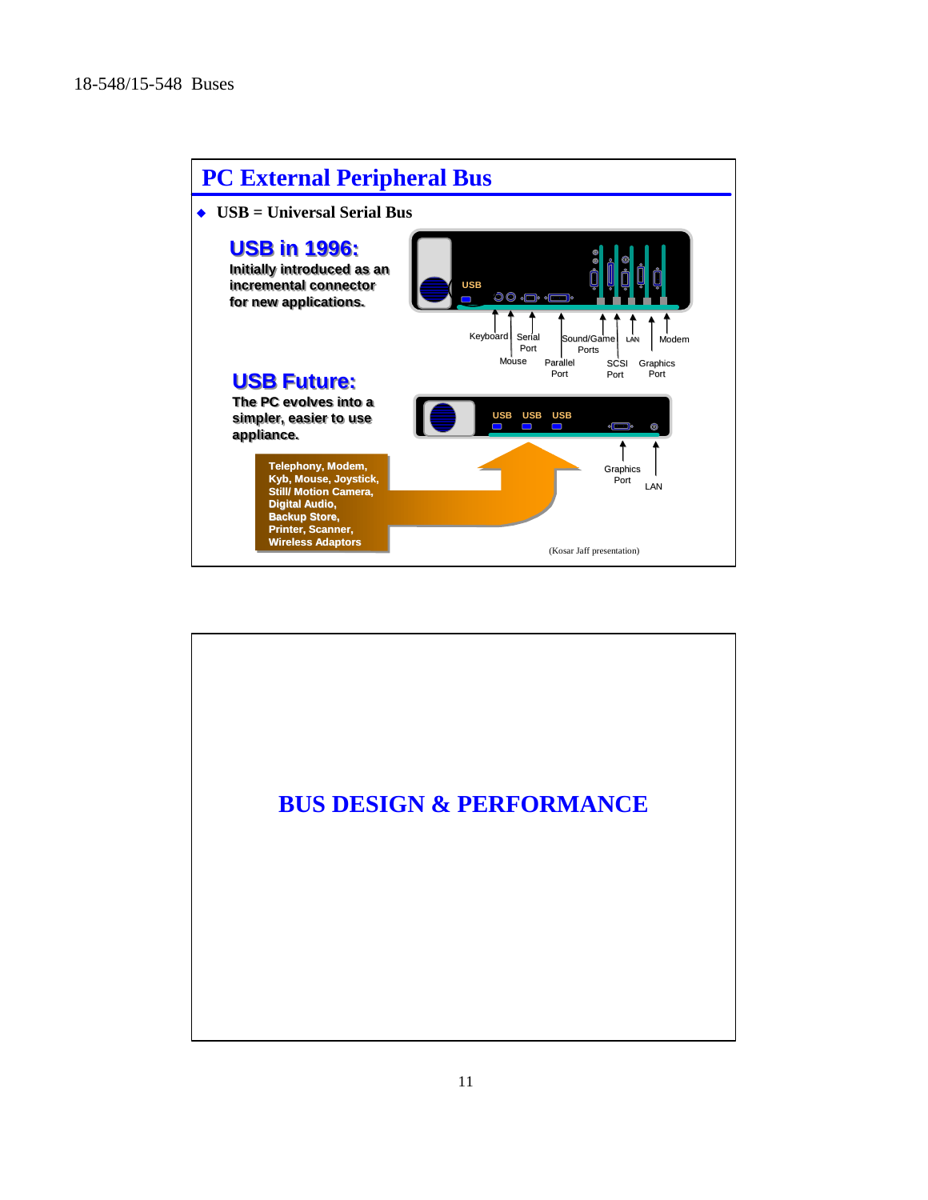## PC External Peripheral Bus

- USB = Universal Serial Bus

**USB in 1996:**

Initially introduced as an incremental connector for new applications.

USB

Keyboard | Mouse | Serial Port | Parallel Port | Sound/Game Ports | SCSI Port | LAN | Graphics Port | Modem

**USB Future:**

The PC evolves into a simpler, easier to use appliance.

USB USB USB

Graphics Port | LAN

Telephony, Modem, Kyb, Mouse, Joystick, Still/ Motion Camera, Digital Audio, Backup Store, Printer, Scanner, Wireless Adaptors

(Kosar Jaff presentation)

## BUS DESIGN & PERFORMANCE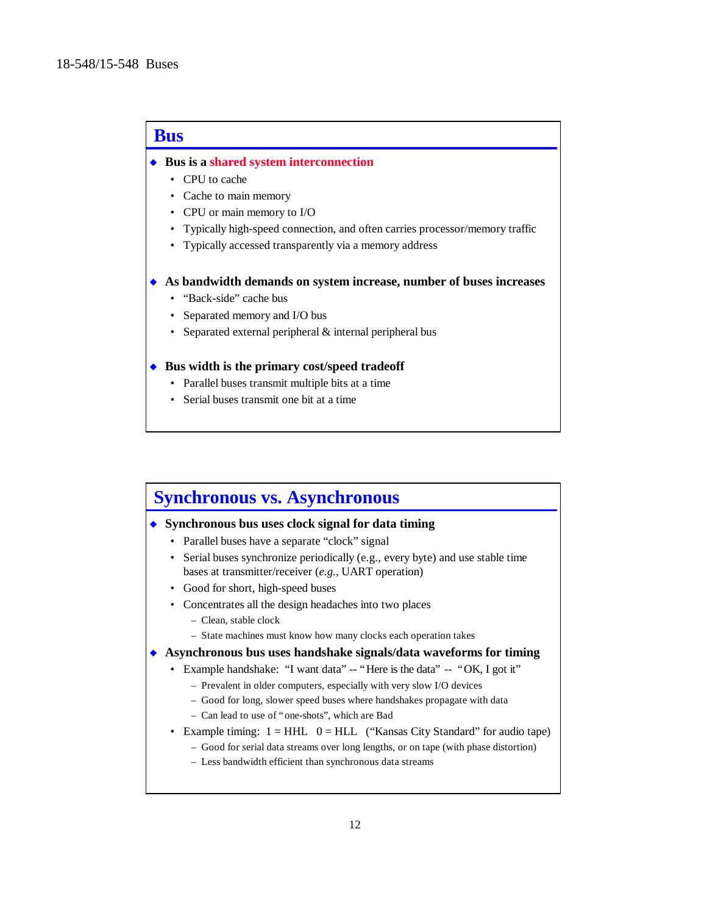## Bus

- **Bus is a shared system interconnection**
  - CPU to cache
  - Cache to main memory
  - CPU or main memory to I/O
  - Typically high-speed connection, and often carries processor/memory traffic
  - Typically accessed transparently via a memory address

- **As bandwidth demands on system increase, number of buses increases**
  - "Back-side" cache bus
  - Separated memory and I/O bus
  - Separated external peripheral & internal peripheral bus

- **Bus width is the primary cost/speed tradeoff**
  - Parallel buses transmit multiple bits at a time
  - Serial buses transmit one bit at a time

## Synchronous vs. Asynchronous

- **Synchronous bus uses clock signal for data timing**
  - Parallel buses have a separate "clock" signal
  - Serial buses synchronize periodically (e.g., every byte) and use stable time bases at transmitter/receiver (*e.g.,* UART operation)
  - Good for short, high-speed buses
  - Concentrates all the design headaches into two places
    - Clean, stable clock
    - State machines must know how many clocks each operation takes

- **Asynchronous bus uses handshake signals/data waveforms for timing**
  - Example handshake: "I want data" -- "Here is the data" -- "OK, I got it"
    - Prevalent in older computers, especially with very slow I/O devices
    - Good for long, slower speed buses where handshakes propagate with data
    - Can lead to use of "one-shots", which are Bad
  - Example timing: 1 = HHL 0 = HLL ("Kansas City Standard" for audio tape)
    - Good for serial data streams over long lengths, or on tape (with phase distortion)
    - Less bandwidth efficient than synchronous data streams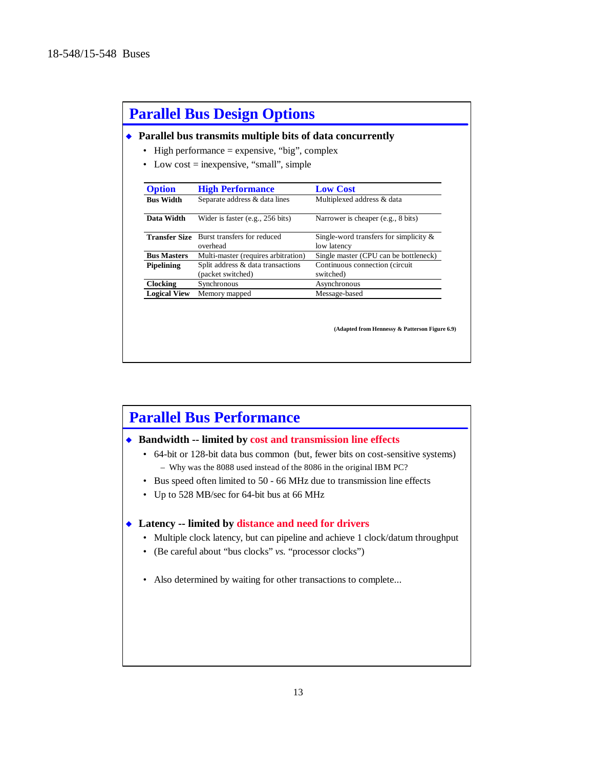## Parallel Bus Design Options

- **Parallel bus transmits multiple bits of data concurrently**
  - High performance = expensive, "big", complex
  - Low cost = inexpensive, "small", simple

| Option | High Performance | Low Cost |
|---|---|---|
| **Bus Width** | Separate address & data lines | Multiplexed address & data |
| **Data Width** | Wider is faster (e.g., 256 bits) | Narrower is cheaper (e.g., 8 bits) |
| **Transfer Size** | Burst transfers for reduced overhead | Single-word transfers for simplicity & low latency |
| **Bus Masters** | Multi-master (requires arbitration) | Single master (CPU can be bottleneck) |
| **Pipelining** | Split address & data transactions (packet switched) | Continuous connection (circuit switched) |
| **Clocking** | Synchronous | Asynchronous |
| **Logical View** | Memory mapped | Message-based |

**(Adapted from Hennessy & Patterson Figure 6.9)**

## Parallel Bus Performance

- **Bandwidth -- limited by cost and transmission line effects**
  - 64-bit or 128-bit data bus common (but, fewer bits on cost-sensitive systems)
    - Why was the 8088 used instead of the 8086 in the original IBM PC?
  - Bus speed often limited to 50 - 66 MHz due to transmission line effects
  - Up to 528 MB/sec for 64-bit bus at 66 MHz

- **Latency -- limited by distance and need for drivers**
  - Multiple clock latency, but can pipeline and achieve 1 clock/datum throughput
  - (Be careful about "bus clocks" *vs.* "processor clocks")
  - Also determined by waiting for other transactions to complete...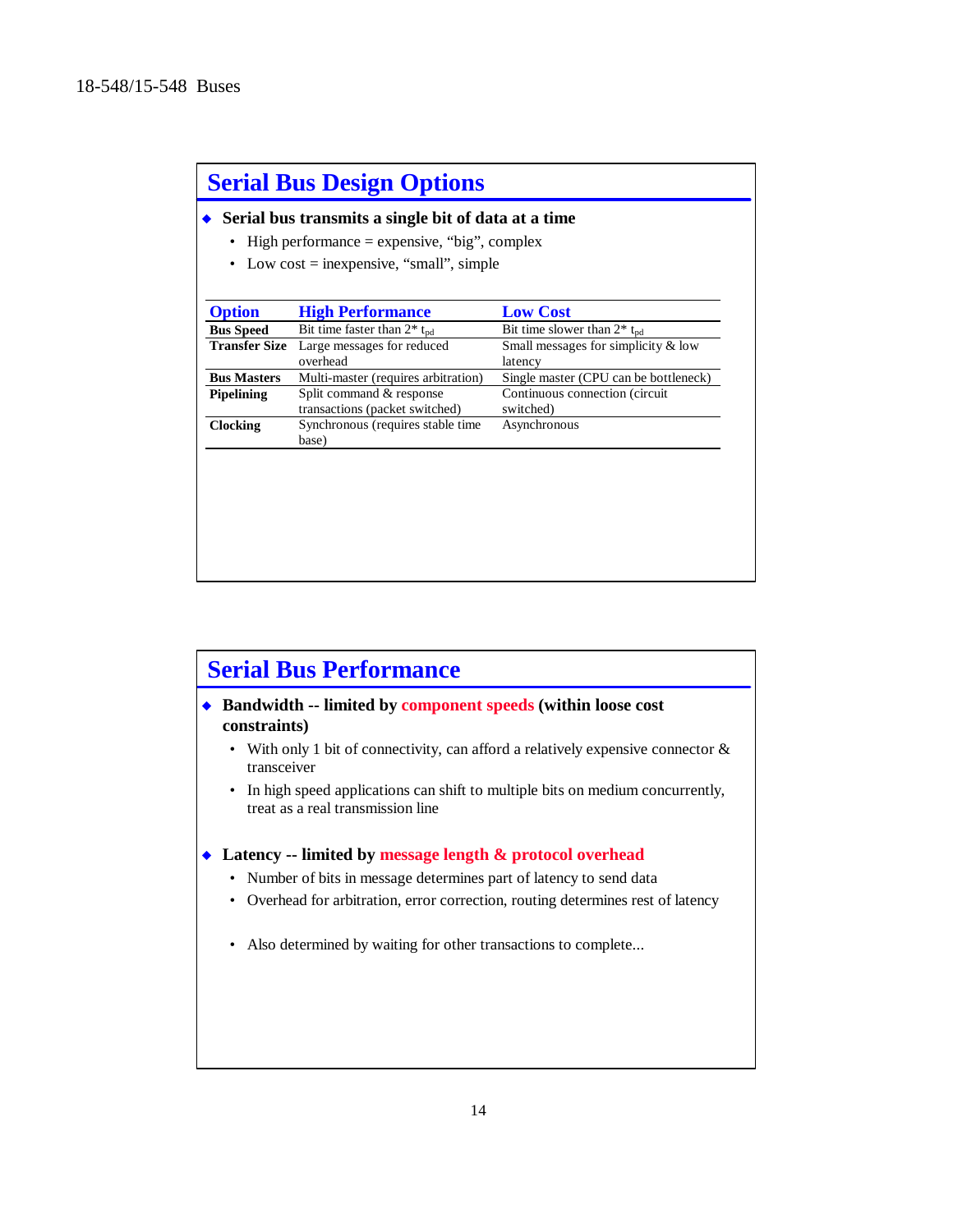## Serial Bus Design Options

- **Serial bus transmits a single bit of data at a time**
  - High performance = expensive, “big”, complex
  - Low cost = inexpensive, “small”, simple

| Option | High Performance | Low Cost |
|---|---|---|
| **Bus Speed** | Bit time faster than 2* $t_{pd}$ | Bit time slower than 2* $t_{pd}$ |
| **Transfer Size** | Large messages for reduced overhead | Small messages for simplicity & low latency |
| **Bus Masters** | Multi-master (requires arbitration) | Single master (CPU can be bottleneck) |
| **Pipelining** | Split command & response transactions (packet switched) | Continuous connection (circuit switched) |
| **Clocking** | Synchronous (requires stable time base) | Asynchronous |

## Serial Bus Performance

- **Bandwidth -- limited by component speeds (within loose cost constraints)**
  - With only 1 bit of connectivity, can afford a relatively expensive connector & transceiver
  - In high speed applications can shift to multiple bits on medium concurrently, treat as a real transmission line

- **Latency -- limited by message length & protocol overhead**
  - Number of bits in message determines part of latency to send data
  - Overhead for arbitration, error correction, routing determines rest of latency
  - Also determined by waiting for other transactions to complete...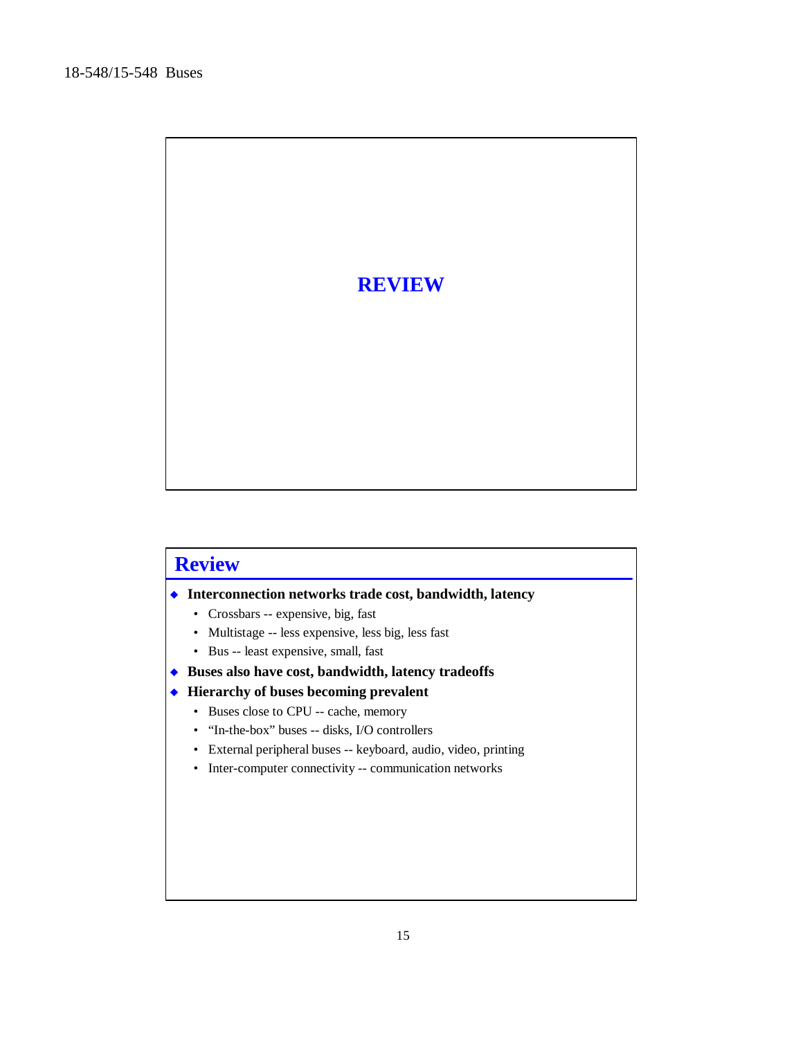# REVIEW

## Review

- **Interconnection networks trade cost, bandwidth, latency**
  - Crossbars -- expensive, big, fast
  - Multistage -- less expensive, less big, less fast
  - Bus -- least expensive, small, fast
- **Buses also have cost, bandwidth, latency tradeoffs**
- **Hierarchy of buses becoming prevalent**
  - Buses close to CPU -- cache, memory
  - "In-the-box" buses -- disks, I/O controllers
  - External peripheral buses -- keyboard, audio, video, printing
  - Inter-computer connectivity -- communication networks